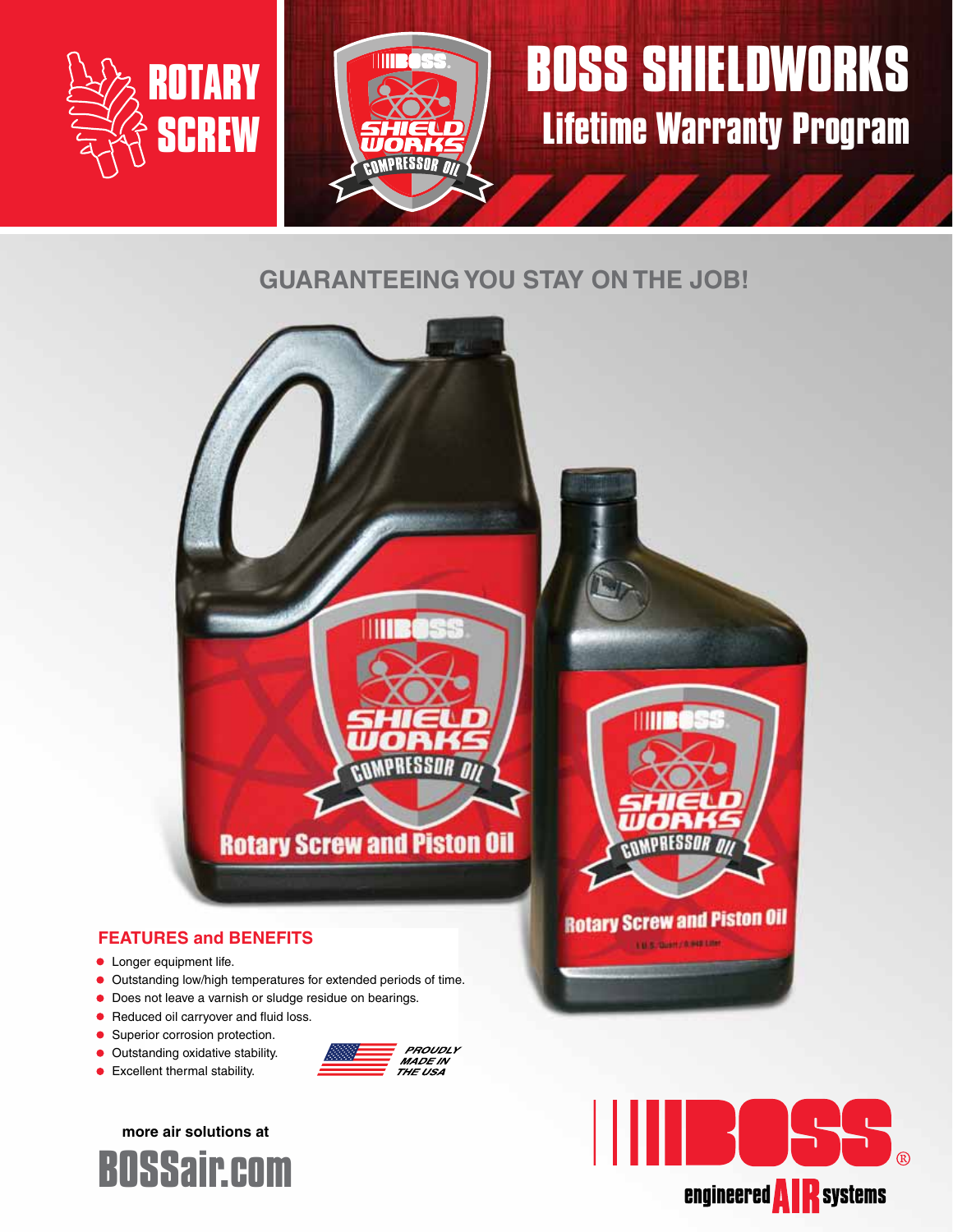ROTARY SCREW

# BOSS SHIELDWORKS

## Lifetime Warranty Program

### GUARANTEEING YOU STAY ON THE JOB!

### FEATURES and BENEFITS

- Longer equipment life.
- Outstanding low/high temperatures for extended periods of time.
- Does not leave a varnish or sludge residue on bearings.
- Reduced oil carryover and fluid loss.
- Superior corrosion protection.
- Outstanding oxidative stability.
- Excellent thermal stability.

PROUDLY MADE IN THE USA

more air solutions at

**BOSSair.com**

BOSS® engineered AIR systems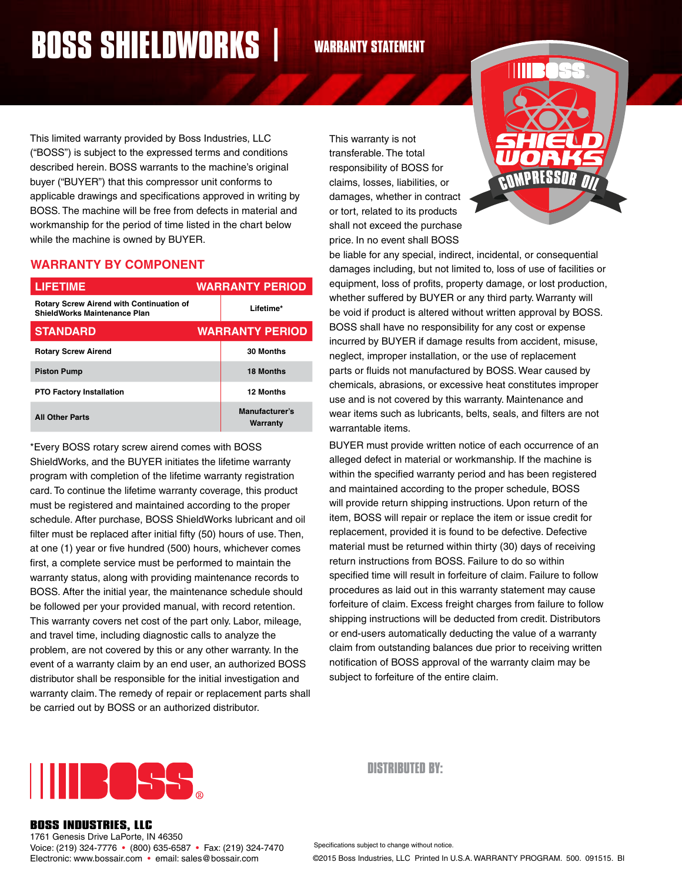# BOSS SHIELDWORKS | WARRANTY STATEMENT

This limited warranty provided by Boss Industries, LLC ("BOSS") is subject to the expressed terms and conditions described herein. BOSS warrants to the machine's original buyer ("BUYER") that this compressor unit conforms to applicable drawings and specifications approved in writing by BOSS. The machine will be free from defects in material and workmanship for the period of time listed in the chart below while the machine is owned by BUYER.

## WARRANTY BY COMPONENT

| LIFETIME | WARRANTY PERIOD |
|---|---|
| Rotary Screw Airend with Continuation of ShieldWorks Maintenance Plan | Lifetime* |
| **STANDARD** | **WARRANTY PERIOD** |
| Rotary Screw Airend | 30 Months |
| Piston Pump | 18 Months |
| PTO Factory Installation | 12 Months |
| All Other Parts | Manufacturer's Warranty |

*Every BOSS rotary screw airend comes with BOSS ShieldWorks, and the BUYER initiates the lifetime warranty program with completion of the lifetime warranty registration card. To continue the lifetime warranty coverage, this product must be registered and maintained according to the proper schedule. After purchase, BOSS ShieldWorks lubricant and oil filter must be replaced after initial fifty (50) hours of use. Then, at one (1) year or five hundred (500) hours, whichever comes first, a complete service must be performed to maintain the warranty status, along with providing maintenance records to BOSS. After the initial year, the maintenance schedule should be followed per your provided manual, with record retention. This warranty covers net cost of the part only. Labor, mileage, and travel time, including diagnostic calls to analyze the problem, are not covered by this or any other warranty. In the event of a warranty claim by an end user, an authorized BOSS distributor shall be responsible for the initial investigation and warranty claim. The remedy of repair or replacement parts shall be carried out by BOSS or an authorized distributor.

This warranty is not transferable. The total responsibility of BOSS for claims, losses, liabilities, or damages, whether in contract or tort, related to its products shall not exceed the purchase price. In no event shall BOSS be liable for any special, indirect, incidental, or consequential damages including, but not limited to, loss of use of facilities or equipment, loss of profits, property damage, or lost production, whether suffered by BUYER or any third party. Warranty will be void if product is altered without written approval by BOSS. BOSS shall have no responsibility for any cost or expense incurred by BUYER if damage results from accident, misuse, neglect, improper installation, or the use of replacement parts or fluids not manufactured by BOSS. Wear caused by chemicals, abrasions, or excessive heat constitutes improper use and is not covered by this warranty. Maintenance and wear items such as lubricants, belts, seals, and filters are not warrantable items.

BUYER must provide written notice of each occurrence of an alleged defect in material or workmanship. If the machine is within the specified warranty period and has been registered and maintained according to the proper schedule, BOSS will provide return shipping instructions. Upon return of the item, BOSS will repair or replace the item or issue credit for replacement, provided it is found to be defective. Defective material must be returned within thirty (30) days of receiving return instructions from BOSS. Failure to do so within specified time will result in forfeiture of claim. Failure to follow procedures as laid out in this warranty statement may cause forfeiture of claim. Excess freight charges from failure to follow shipping instructions will be deducted from credit. Distributors or end-users automatically deducting the value of a warranty claim from outstanding balances due prior to receiving written notification of BOSS approval of the warranty claim may be subject to forfeiture of the entire claim.

DISTRIBUTED BY:

**BOSS INDUSTRIES, LLC**
1761 Genesis Drive LaPorte, IN 46350
Voice: (219) 324-7776 • (800) 635-6587 • Fax: (219) 324-7470
Electronic: www.bossair.com • email: sales@bossair.com

Specifications subject to change without notice.

©2015 Boss Industries, LLC Printed In U.S.A. WARRANTY PROGRAM. 500. 091515. BI